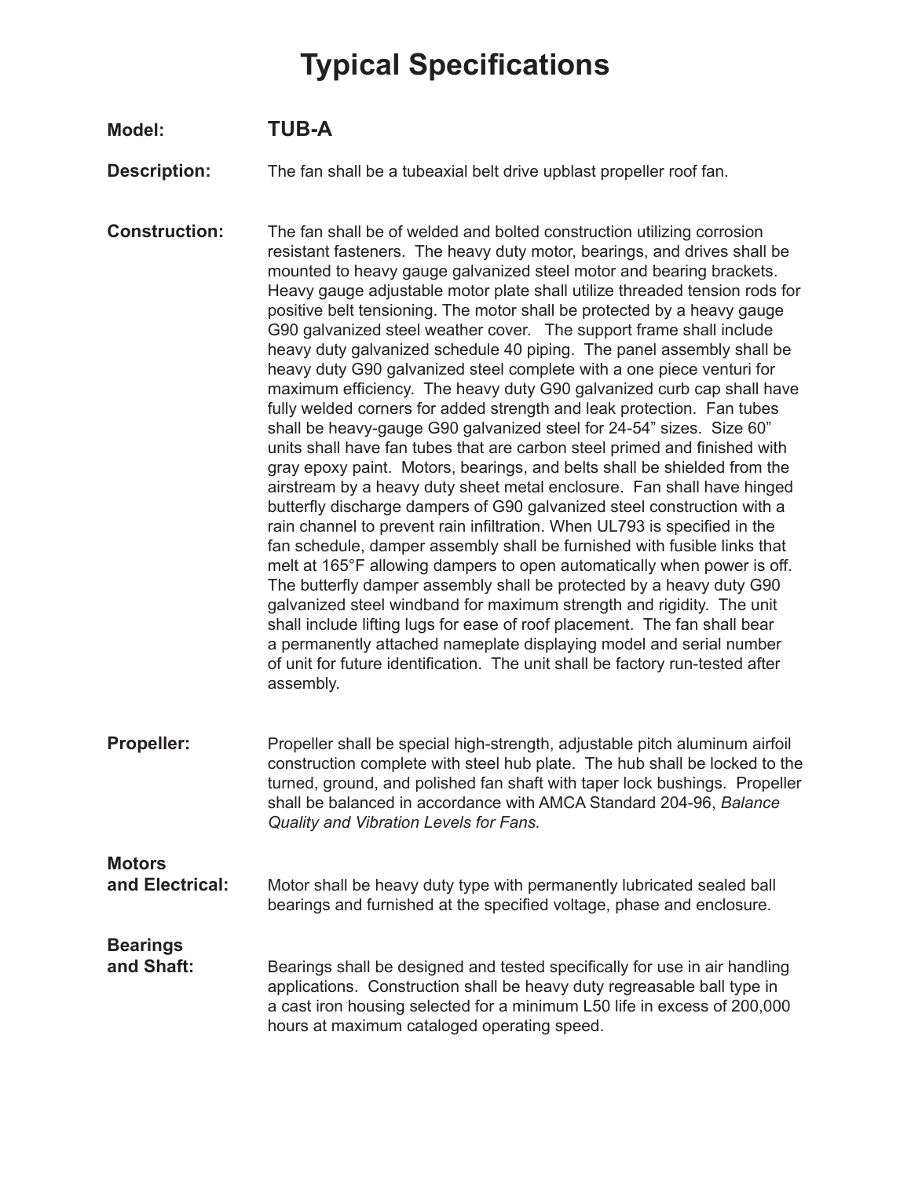# Typical Specifications

**Model:** **TUB-A**

**Description:** The fan shall be a tubeaxial belt drive upblast propeller roof fan.

**Construction:** The fan shall be of welded and bolted construction utilizing corrosion resistant fasteners. The heavy duty motor, bearings, and drives shall be mounted to heavy gauge galvanized steel motor and bearing brackets. Heavy gauge adjustable motor plate shall utilize threaded tension rods for positive belt tensioning. The motor shall be protected by a heavy gauge G90 galvanized steel weather cover. The support frame shall include heavy duty galvanized schedule 40 piping. The panel assembly shall be heavy duty G90 galvanized steel complete with a one piece venturi for maximum efficiency. The heavy duty G90 galvanized curb cap shall have fully welded corners for added strength and leak protection. Fan tubes shall be heavy-gauge G90 galvanized steel for 24-54" sizes. Size 60" units shall have fan tubes that are carbon steel primed and finished with gray epoxy paint. Motors, bearings, and belts shall be shielded from the airstream by a heavy duty sheet metal enclosure. Fan shall have hinged butterfly discharge dampers of G90 galvanized steel construction with a rain channel to prevent rain infiltration. When UL793 is specified in the fan schedule, damper assembly shall be furnished with fusible links that melt at 165°F allowing dampers to open automatically when power is off. The butterfly damper assembly shall be protected by a heavy duty G90 galvanized steel windband for maximum strength and rigidity. The unit shall include lifting lugs for ease of roof placement. The fan shall bear a permanently attached nameplate displaying model and serial number of unit for future identification. The unit shall be factory run-tested after assembly.

**Propeller:** Propeller shall be special high-strength, adjustable pitch aluminum airfoil construction complete with steel hub plate. The hub shall be locked to the turned, ground, and polished fan shaft with taper lock bushings. Propeller shall be balanced in accordance with AMCA Standard 204-96, *Balance Quality and Vibration Levels for Fans.*

**Motors and Electrical:** Motor shall be heavy duty type with permanently lubricated sealed ball bearings and furnished at the specified voltage, phase and enclosure.

**Bearings and Shaft:** Bearings shall be designed and tested specifically for use in air handling applications. Construction shall be heavy duty regreasable ball type in a cast iron housing selected for a minimum L50 life in excess of 200,000 hours at maximum cataloged operating speed.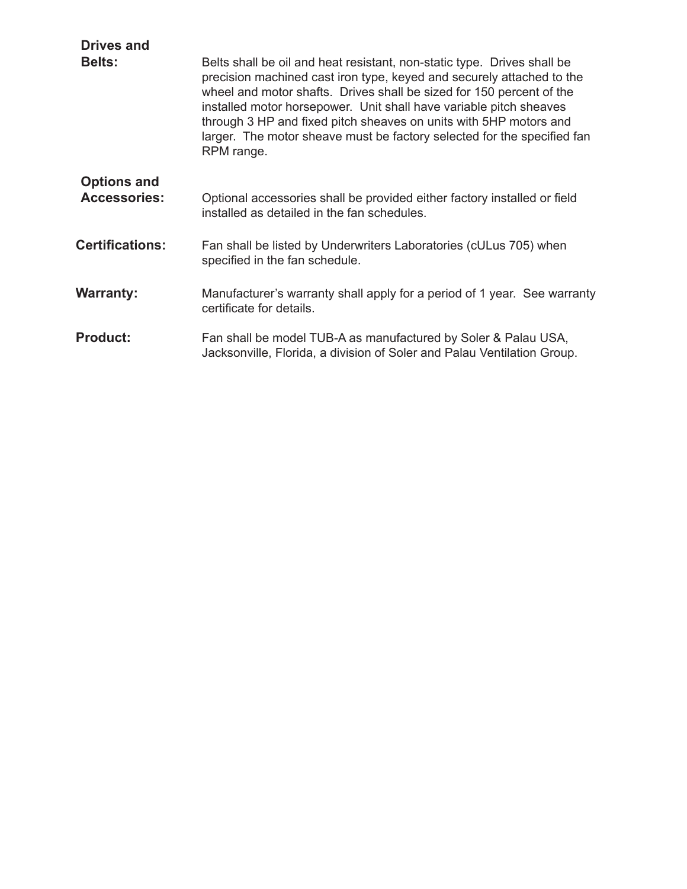**Drives and Belts:** Belts shall be oil and heat resistant, non-static type. Drives shall be precision machined cast iron type, keyed and securely attached to the wheel and motor shafts. Drives shall be sized for 150 percent of the installed motor horsepower. Unit shall have variable pitch sheaves through 3 HP and fixed pitch sheaves on units with 5HP motors and larger. The motor sheave must be factory selected for the specified fan RPM range.

**Options and Accessories:** Optional accessories shall be provided either factory installed or field installed as detailed in the fan schedules.

**Certifications:** Fan shall be listed by Underwriters Laboratories (cULus 705) when specified in the fan schedule.

**Warranty:** Manufacturer's warranty shall apply for a period of 1 year. See warranty certificate for details.

**Product:** Fan shall be model TUB-A as manufactured by Soler & Palau USA, Jacksonville, Florida, a division of Soler and Palau Ventilation Group.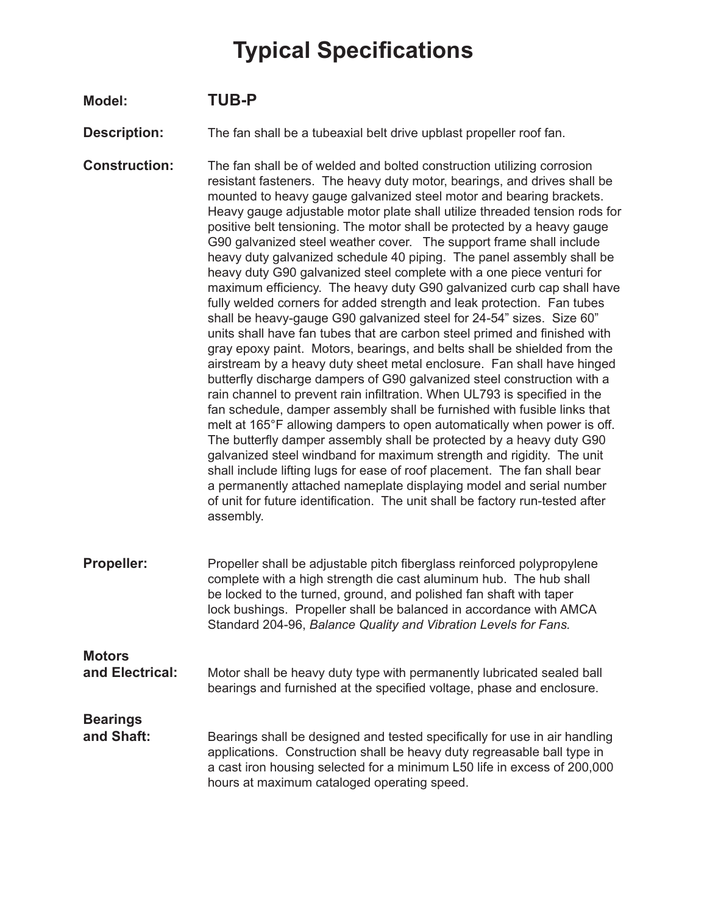# Typical Specifications

**Model:** **TUB-P**

**Description:** The fan shall be a tubeaxial belt drive upblast propeller roof fan.

**Construction:** The fan shall be of welded and bolted construction utilizing corrosion resistant fasteners. The heavy duty motor, bearings, and drives shall be mounted to heavy gauge galvanized steel motor and bearing brackets. Heavy gauge adjustable motor plate shall utilize threaded tension rods for positive belt tensioning. The motor shall be protected by a heavy gauge G90 galvanized steel weather cover. The support frame shall include heavy duty galvanized schedule 40 piping. The panel assembly shall be heavy duty G90 galvanized steel complete with a one piece venturi for maximum efficiency. The heavy duty G90 galvanized curb cap shall have fully welded corners for added strength and leak protection. Fan tubes shall be heavy-gauge G90 galvanized steel for 24-54" sizes. Size 60" units shall have fan tubes that are carbon steel primed and finished with gray epoxy paint. Motors, bearings, and belts shall be shielded from the airstream by a heavy duty sheet metal enclosure. Fan shall have hinged butterfly discharge dampers of G90 galvanized steel construction with a rain channel to prevent rain infiltration. When UL793 is specified in the fan schedule, damper assembly shall be furnished with fusible links that melt at 165°F allowing dampers to open automatically when power is off. The butterfly damper assembly shall be protected by a heavy duty G90 galvanized steel windband for maximum strength and rigidity. The unit shall include lifting lugs for ease of roof placement. The fan shall bear a permanently attached nameplate displaying model and serial number of unit for future identification. The unit shall be factory run-tested after assembly.

**Propeller:** Propeller shall be adjustable pitch fiberglass reinforced polypropylene complete with a high strength die cast aluminum hub. The hub shall be locked to the turned, ground, and polished fan shaft with taper lock bushings. Propeller shall be balanced in accordance with AMCA Standard 204-96, *Balance Quality and Vibration Levels for Fans.*

**Motors and Electrical:** Motor shall be heavy duty type with permanently lubricated sealed ball bearings and furnished at the specified voltage, phase and enclosure.

**Bearings and Shaft:** Bearings shall be designed and tested specifically for use in air handling applications. Construction shall be heavy duty regreasable ball type in a cast iron housing selected for a minimum L50 life in excess of 200,000 hours at maximum cataloged operating speed.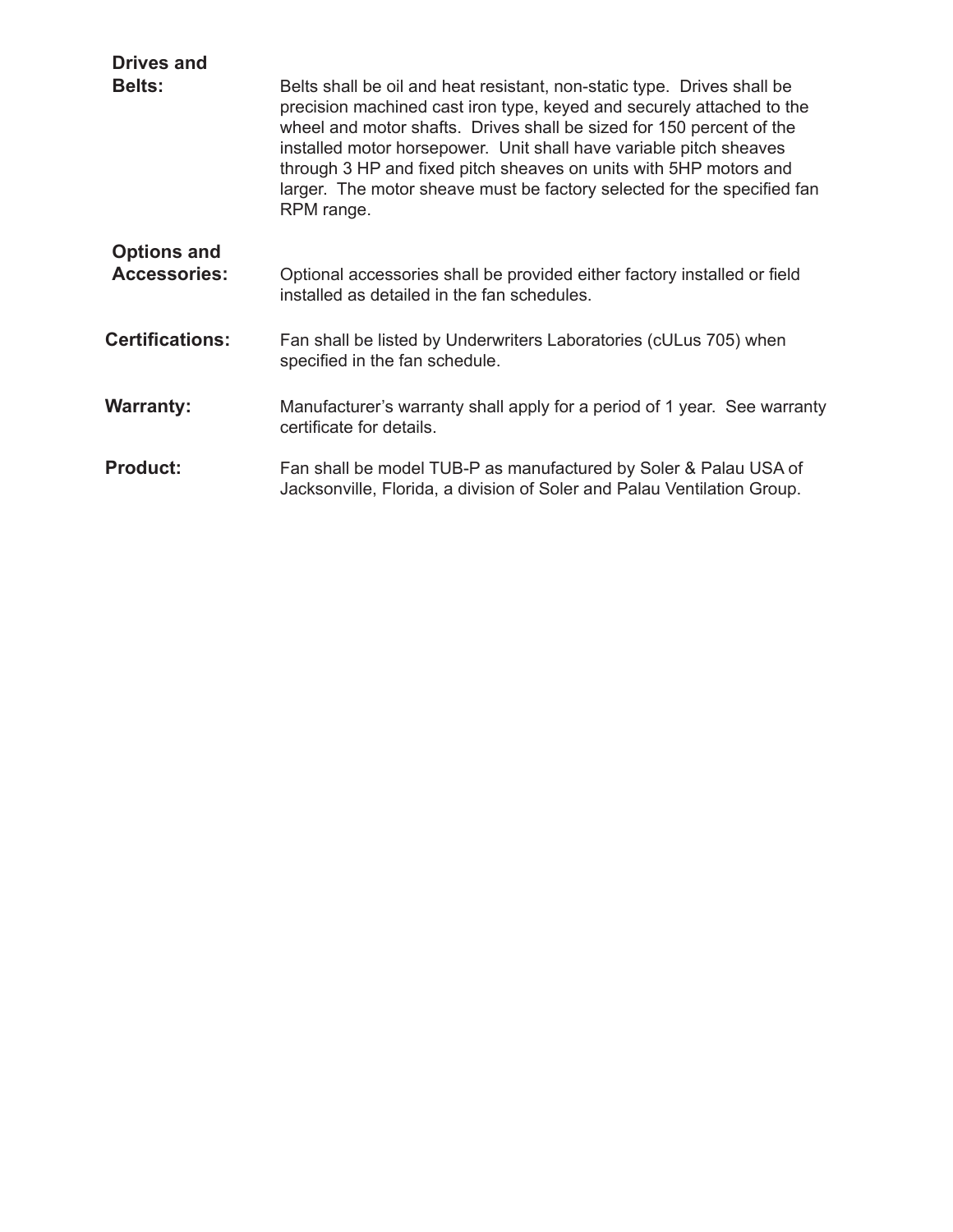**Drives and Belts:** Belts shall be oil and heat resistant, non-static type. Drives shall be precision machined cast iron type, keyed and securely attached to the wheel and motor shafts. Drives shall be sized for 150 percent of the installed motor horsepower. Unit shall have variable pitch sheaves through 3 HP and fixed pitch sheaves on units with 5HP motors and larger. The motor sheave must be factory selected for the specified fan RPM range.

**Options and Accessories:** Optional accessories shall be provided either factory installed or field installed as detailed in the fan schedules.

**Certifications:** Fan shall be listed by Underwriters Laboratories (cULus 705) when specified in the fan schedule.

**Warranty:** Manufacturer's warranty shall apply for a period of 1 year. See warranty certificate for details.

**Product:** Fan shall be model TUB-P as manufactured by Soler & Palau USA of Jacksonville, Florida, a division of Soler and Palau Ventilation Group.